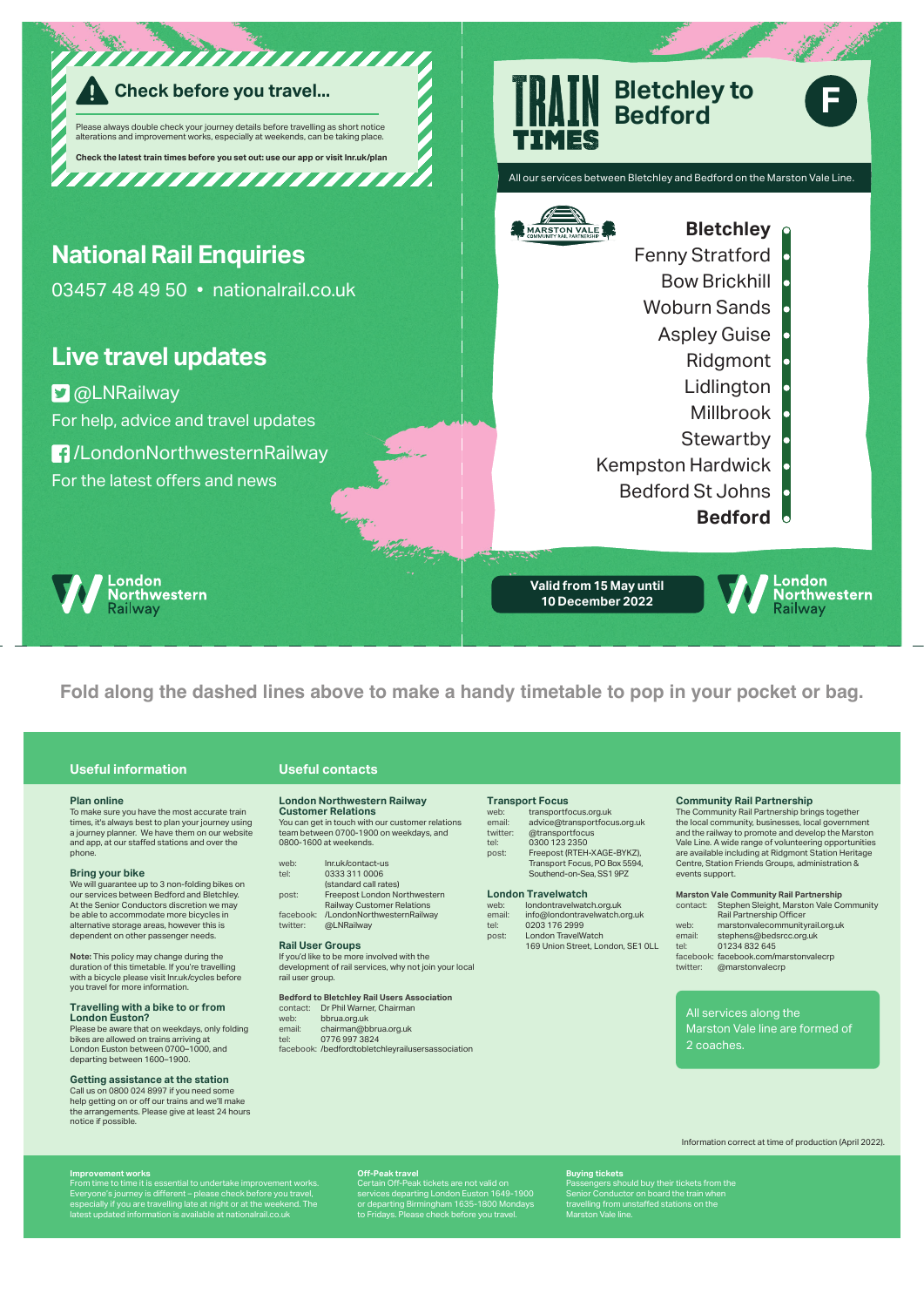## Check before you travel...

Please always double check your journey details before travelling as short notice alterations and improvement works, especially at weekends, can be taking place.

**Check the latest train times before you set out: use our app or visit lnr.uk/plan**

## National Rail Enquiries

03457 48 49 50 • nationalrail.co.uk

## Live travel updates

@LNRailway

For help, advice and travel updates

/LondonNorthwesternRailway

For the latest offers and news

London Northwestern Railway

# TRAIN TIMES

# Bletchley to Bedford

**F**

All our services between Bletchley and Bedford on the Marston Vale Line.

MARSTON VALE COMMUNITY RAIL PARTNERSHIP

- **Bletchley**
- Fenny Stratford
- Bow Brickhill
- Woburn Sands
- Aspley Guise
- Ridgmont
- Lidlington
- Millbrook
- Stewartby
- Kempston Hardwick
- Bedford St Johns
- **Bedford**

**Valid from 15 May until 10 December 2022**

London Northwestern Railway

**Fold along the dashed lines above to make a handy timetable to pop in your pocket or bag.**

## Useful information

### Plan online

To make sure you have the most accurate train times, it's always best to plan your journey using a journey planner. We have them on our website and app, at our staffed stations and over the phone.

### Bring your bike

We will guarantee up to 3 non-folding bikes on our services between Bedford and Bletchley. At the Senior Conductors discretion we may be able to accommodate more bicycles in alternative storage areas, however this is dependent on other passenger needs.

**Note:** This policy may change during the duration of this timetable. If you're travelling with a bicycle please visit lnr.uk/cycles before you travel for more information.

### Travelling with a bike to or from London Euston?

Please be aware that on weekdays, only folding bikes are allowed on trains arriving at London Euston between 0700–1000, and departing between 1600–1900.

### Getting assistance at the station

Call us on 0800 024 8997 if you need some help getting on or off our trains and we'll make the arrangements. Please give at least 24 hours notice if possible.

## Useful contacts

### London Northwestern Railway Customer Relations

You can get in touch with our customer relations team between 0700-1900 on weekdays, and 0800-1600 at weekends.

web: lnr.uk/contact-us
tel: 0333 311 0006 (standard call rates)
post: Freepost London Northwestern Railway Customer Relations
facebook: /LondonNorthwesternRailway
twitter: @LNRailway

### Rail User Groups

If you'd like to be more involved with the development of rail services, why not join your local rail user group.

**Bedford to Bletchley Rail Users Association**

contact: Dr Phil Warner, Chairman
web: bbrua.org.uk
email: chairman@bbrua.org.uk
tel: 0776 997 3824
facebook: /bedfordtobletchleyrailusersassociation

### Transport Focus

web: transportfocus.org.uk
email: advice@transportfocus.org.uk
twitter: @transportfocus
tel: 0300 123 2350
post: Freepost (RTEH-XAGE-BYKZ), Transport Focus, PO Box 5594, Southend-on-Sea, SS1 9PZ

### London Travelwatch

web: londontravelwatch.org.uk
email: info@londontravelwatch.org.uk
tel: 0203 176 2999
post: London TravelWatch 169 Union Street, London, SE1 0LL

### Community Rail Partnership

The Community Rail Partnership brings together the local community, businesses, local government and the railway to promote and develop the Marston Vale Line. A wide range of volunteering opportunities are available including at Ridgmont Station Heritage Centre, Station Friends Groups, administration & events support.

**Marston Vale Community Rail Partnership**

contact: Stephen Sleight, Marston Vale Community Rail Partnership Officer
web: marstonvalecommunityrail.org.uk
email: stephens@bedsrcc.org.uk
tel: 01234 832 645
facebook: facebook.com/marstonvalecrp
twitter: @marstonvalecrp

All services along the Marston Vale line are formed of 2 coaches.

Information correct at time of production (April 2022).

**Improvement works**
From time to time it is essential to undertake improvement works. Everyone's journey is different – please check before you travel, especially if you are travelling late at night or at the weekend. The latest updated information is available at nationalrail.co.uk

**Off-Peak travel**
Certain Off-Peak tickets are not valid on services departing London Euston 1649-1900 or departing Birmingham 1635-1800 Mondays to Fridays. Please check before you travel.

**Buying tickets**
Passengers should buy their tickets from the Senior Conductor on board the train when travelling from unstaffed stations on the Marston Vale line.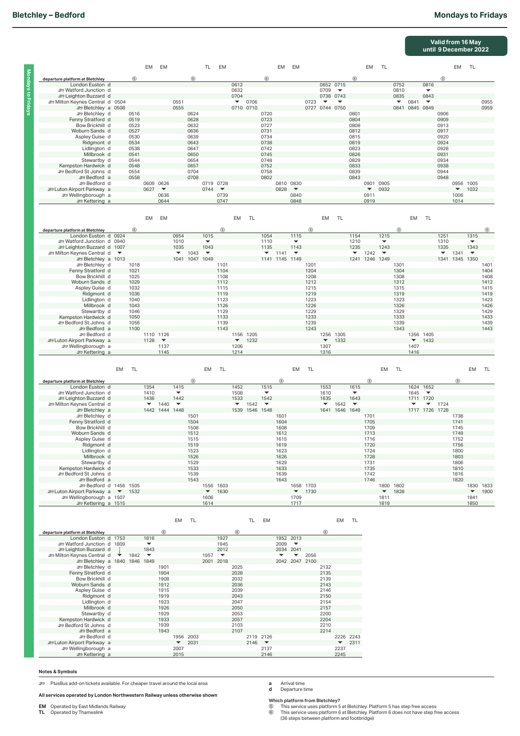# Bletchley – Bedford

## Mondays to Fridays

**Valid from 16 May until 9 December 2022**

| | | | EM | EM | | | TL | EM | | | | EM | EM | | | | | EM | TL | | | | | EM | TL | |
|---|---|---|---|---|---|---|---|---|---|---|---|---|---|---|---|---|---|---|---|---|---|---|---|---|---|---|
| departure platform at Bletchley | | ⑥ | | | | ⑤ | | | | | ⑤ | | | | | | ⑥ | | | | | | ⑤ | | | |
| London Euston d | | | | | | | | | 0612 | | | | | | 0652 | 0715 | | | | 0752 | | 0816 | | | | |
| Watford Junction d | | | | | | | | | 0632 | | | | | | 0709 | ▼ | | | | 0810 | | ▼ | | | | |
| Leighton Buzzard d | | | | | | | | | 0704 | | | | | | 0738 | 0743 | | | | 0835 | | 0843 | | | | |
| Milton Keynes Central d | 0504 | | | | 0551 | | | | ▼ | 0706 | | | | 0723 | ▼ | ▼ | | | | ▼ | 0841 | ▼ | | | | 0955 |
| Bletchley a | 0508 | | | | 0555 | | | | 0710 | 0710 | | | | 0727 | 0744 | 0750 | | | | 0841 | 0845 | 0849 | | | | 0959 |
| Bletchley d | | 0516 | | | | 0624 | | | | | 0720 | | | | | | 0801 | | | | | | 0906 | | | |
| Fenny Stratford d | | 0519 | | | | 0628 | | | | | 0723 | | | | | | 0804 | | | | | | 0909 | | | |
| Bow Brickhill d | | 0523 | | | | 0632 | | | | | 0727 | | | | | | 0808 | | | | | | 0913 | | | |
| Woburn Sands d | | 0527 | | | | 0636 | | | | | 0731 | | | | | | 0812 | | | | | | 0917 | | | |
| Aspley Guise d | | 0530 | | | | 0639 | | | | | 0734 | | | | | | 0815 | | | | | | 0920 | | | |
| Ridgmont d | | 0534 | | | | 0643 | | | | | 0738 | | | | | | 0819 | | | | | | 0924 | | | |
| Lidlington d | | 0538 | | | | 0647 | | | | | 0742 | | | | | | 0823 | | | | | | 0928 | | | |
| Millbrook d | | 0541 | | | | 0650 | | | | | 0745 | | | | | | 0826 | | | | | | 0931 | | | |
| Stewartby d | | 0544 | | | | 0654 | | | | | 0748 | | | | | | 0829 | | | | | | 0934 | | | |
| Kempston Hardwick d | | 0548 | | | | 0657 | | | | | 0752 | | | | | | 0833 | | | | | | 0938 | | | |
| Bedford St Johns d | | 0554 | | | | 0704 | | | | | 0758 | | | | | | 0839 | | | | | | 0944 | | | |
| Bedford a | | 0558 | | | | 0708 | | | | | 0802 | | | | | | 0843 | | | | | | 0948 | | | |
| Bedford d | | | 0609 | 0626 | | | 0719 | 0728 | | | | 0810 | 0830 | | | | | 0901 | 0905 | | | | | 0956 | 1005 | |
| Luton Airport Parkway a | | | 0627 | ▼ | | | 0744 | ▼ | | | | 0828 | ▼ | | | | | ▼ | 0932 | | | | | ▼ | 1032 | |
| Wellingborough a | | | | 0636 | | | | 0739 | | | | | 0840 | | | | | 0911 | | | | | | 1006 | | |
| Kettering a | | | | 0644 | | | | 0747 | | | | | 0848 | | | | | 0919 | | | | | | 1014 | | |

| | | | EM | EM | | | | | EM | TL | | | | | EM | TL | | | | | EM | TL | | | | |
|---|---|---|---|---|---|---|---|---|---|---|---|---|---|---|---|---|---|---|---|---|---|---|---|---|---|---|
| departure platform at Bletchley | | ⑥ | | | | | | ⑤ | | | | | | ⑥ | | | | | | ⑤ | | | | | | ⑤ |
| London Euston d | 0924 | | | | 0954 | | 1015 | | | | 1054 | | 1115 | | | | 1154 | | 1215 | | | | 1251 | | 1315 | |
| Watford Junction d | 0940 | | | | 1010 | | ▼ | | | | 1110 | | ▼ | | | | 1210 | | ▼ | | | | 1310 | | ▼ | |
| Leighton Buzzard d | 1007 | | | | 1035 | | 1043 | | | | 1135 | | 1143 | | | | 1235 | | 1243 | | | | 1335 | | 1343 | |
| Milton Keynes Central d | ▼ | | | | ▼ | 1043 | ▼ | | | | ▼ | 1141 | ▼ | | | | ▼ | 1242 | ▼ | | | | ▼ | 1341 | ▼ | |
| Bletchley a | 1013 | | | | 1041 | 1047 | 1049 | | | | 1141 | 1145 | 1149 | | | | 1241 | 1246 | 1249 | | | | 1341 | 1345 | 1350 | |
| Bletchley d | | 1018 | | | | | | 1101 | | | | | | 1201 | | | | | | 1301 | | | | | | 1401 |
| Fenny Stratford d | | 1021 | | | | | | 1104 | | | | | | 1204 | | | | | | 1304 | | | | | | 1404 |
| Bow Brickhill d | | 1025 | | | | | | 1108 | | | | | | 1208 | | | | | | 1308 | | | | | | 1408 |
| Woburn Sands d | | 1029 | | | | | | 1112 | | | | | | 1212 | | | | | | 1312 | | | | | | 1412 |
| Aspley Guise d | | 1032 | | | | | | 1115 | | | | | | 1215 | | | | | | 1315 | | | | | | 1415 |
| Ridgmont d | | 1036 | | | | | | 1119 | | | | | | 1219 | | | | | | 1319 | | | | | | 1419 |
| Lidlington d | | 1040 | | | | | | 1123 | | | | | | 1223 | | | | | | 1323 | | | | | | 1423 |
| Millbrook d | | 1043 | | | | | | 1126 | | | | | | 1226 | | | | | | 1326 | | | | | | 1426 |
| Stewartby d | | 1046 | | | | | | 1129 | | | | | | 1229 | | | | | | 1329 | | | | | | 1429 |
| Kempston Hardwick d | | 1050 | | | | | | 1133 | | | | | | 1233 | | | | | | 1333 | | | | | | 1433 |
| Bedford St Johns d | | 1056 | | | | | | 1139 | | | | | | 1239 | | | | | | 1339 | | | | | | 1439 |
| Bedford a | | 1100 | | | | | | 1143 | | | | | | 1243 | | | | | | 1343 | | | | | | 1443 |
| Bedford d | | | 1110 | 1126 | | | | | 1156 | 1205 | | | | | 1256 | 1305 | | | | | 1356 | 1405 | | | | |
| Luton Airport Parkway a | | | 1128 | ▼ | | | | | ▼ | 1232 | | | | | ▼ | 1332 | | | | | ▼ | 1432 | | | | |
| Wellingborough a | | | | 1137 | | | | | 1206 | | | | | | 1307 | | | | | | 1407 | | | | | |
| Kettering a | | | | 1145 | | | | | 1214 | | | | | | 1316 | | | | | | 1416 | | | | | |

| | EM | TL | | | | | EM | TL | | | | | EM | TL | | | | | EM | TL | | | | | EM | TL |
|---|---|---|---|---|---|---|---|---|---|---|---|---|---|---|---|---|---|---|---|---|---|---|---|---|---|---|
| departure platform at Bletchley | | | | | | ⑤ | | | | | | ⑤ | | | | | | ⑤ | | | | | | ⑤ | | |
| London Euston d | | | 1354 | | 1415 | | | | 1452 | | 1515 | | | | 1553 | | 1615 | | | | 1624 | 1652 | | | | |
| Watford Junction d | | | 1410 | | ▼ | | | | 1508 | | ▼ | | | | 1610 | | ▼ | | | | 1645 | ▼ | | | | |
| Leighton Buzzard d | | | 1436 | | 1442 | | | | 1533 | | 1542 | | | | 1635 | | 1643 | | | | 1711 | 1720 | | | | |
| Milton Keynes Central d | | | ▼ | 1440 | ▼ | | | | ▼ | 1542 | ▼ | | | | ▼ | 1642 | ▼ | | | | ▼ | ▼ | 1724 | | | |
| Bletchley a | | | 1442 | 1444 | 1448 | | | | 1539 | 1546 | 1548 | | | | 1641 | 1646 | 1649 | | | | 1717 | 1726 | 1728 | | | |
| Bletchley d | | | | | | 1501 | | | | | | 1601 | | | | | | 1701 | | | | | | 1738 | | |
| Fenny Stratford d | | | | | | 1504 | | | | | | 1604 | | | | | | 1705 | | | | | | 1741 | | |
| Bow Brickhill d | | | | | | 1508 | | | | | | 1608 | | | | | | 1709 | | | | | | 1745 | | |
| Woburn Sands d | | | | | | 1512 | | | | | | 1612 | | | | | | 1713 | | | | | | 1749 | | |
| Aspley Guise d | | | | | | 1515 | | | | | | 1615 | | | | | | 1716 | | | | | | 1752 | | |
| Ridgmont d | | | | | | 1519 | | | | | | 1619 | | | | | | 1720 | | | | | | 1756 | | |
| Lidlington d | | | | | | 1523 | | | | | | 1623 | | | | | | 1724 | | | | | | 1800 | | |
| Millbrook d | | | | | | 1526 | | | | | | 1626 | | | | | | 1728 | | | | | | 1803 | | |
| Stewartby d | | | | | | 1529 | | | | | | 1629 | | | | | | 1731 | | | | | | 1806 | | |
| Kempston Hardwick d | | | | | | 1533 | | | | | | 1633 | | | | | | 1735 | | | | | | 1810 | | |
| Bedford St Johns d | | | | | | 1539 | | | | | | 1639 | | | | | | 1742 | | | | | | 1816 | | |
| Bedford a | | | | | | 1543 | | | | | | 1643 | | | | | | 1746 | | | | | | 1820 | | |
| Bedford d | 1456 | 1505 | | | | | 1556 | 1603 | | | | | 1658 | 1703 | | | | | 1800 | 1802 | | | | | 1830 | 1833 |
| Luton Airport Parkway a | ▼ | 1532 | | | | | ▼ | 1630 | | | | | ▼ | 1730 | | | | | ▼ | 1828 | | | | | ▼ | 1900 |
| Wellingborough a | 1507 | | | | | | 1606 | | | | | | 1709 | | | | | | 1811 | | | | | | 1841 | |
| Kettering a | 1515 | | | | | | 1614 | | | | | | 1717 | | | | | | 1819 | | | | | | 1850 | |

| | | | | | EM | TL | | | | TL | EM | | | | | EM | TL |
|---|---|---|---|---|---|---|---|---|---|---|---|---|---|---|---|---|---|
| departure platform at Bletchley | | | | ⑥ | | | | | ⑥ | | | | | | ⑥ | | |
| London Euston d | 1753 | | 1816 | | | | | 1927 | | | | 1952 | 2013 | | | | |
| Watford Junction d | 1809 | | ▼ | | | | | 1945 | | | | 2009 | ▼ | | | | |
| Leighton Buzzard d | │ | | 1843 | | | | | 2012 | | | | 2034 | 2041 | | | | |
| Milton Keynes Central d | ▼ | 1842 | ▼ | | | | 1957 | ▼ | | | | ▼ | ▼ | 2056 | | | |
| Bletchley a | 1840 | 1846 | 1849 | | | | 2001 | 2018 | | | | 2042 | 2047 | 2100 | | | |
| Bletchley d | | | | 1901 | | | | | 2025 | | | | | | 2132 | | |
| Fenny Stratford d | | | | 1904 | | | | | 2028 | | | | | | 2135 | | |
| Bow Brickhill d | | | | 1908 | | | | | 2032 | | | | | | 2139 | | |
| Woburn Sands d | | | | 1912 | | | | | 2036 | | | | | | 2143 | | |
| Aspley Guise d | | | | 1915 | | | | | 2039 | | | | | | 2146 | | |
| Ridgmont d | | | | 1919 | | | | | 2043 | | | | | | 2150 | | |
| Lidlington d | | | | 1923 | | | | | 2047 | | | | | | 2154 | | |
| Millbrook d | | | | 1926 | | | | | 2050 | | | | | | 2157 | | |
| Stewartby d | | | | 1929 | | | | | 2053 | | | | | | 2200 | | |
| Kempston Hardwick d | | | | 1933 | | | | | 2057 | | | | | | 2204 | | |
| Bedford St Johns d | | | | 1939 | | | | | 2103 | | | | | | 2210 | | |
| Bedford a | | | | 1943 | | | | | 2107 | | | | | | 2214 | | |
| Bedford d | | | | | 1956 | 2003 | | | | 2119 | 2126 | | | | | 2226 | 2243 |
| Luton Airport Parkway a | | | | | ▼ | 2031 | | | | 2146 | ▼ | | | | | ▼ | 2311 |
| Wellingborough a | | | | | 2007 | | | | | | 2137 | | | | | 2237 | |
| Kettering a | | | | | 2015 | | | | | | 2146 | | | | | 2245 | |

### Notes & Symbols

PlusBus add-on tickets available. For cheaper travel around the local area

**All services operated by London Northwestern Railway unless otherwise shown**

**EM** Operated by East Midlands Railway
**TL** Operated by Thameslink

**a** Arrival time
**d** Departure time

**Which platform from Bletchley?**

⑤ This service uses platform 5 at Bletchley. Platform 5 has step free access
⑥ This service uses platform 6 at Bletchley. Platform 6 does not have step free access (36 steps between platform and footbridge)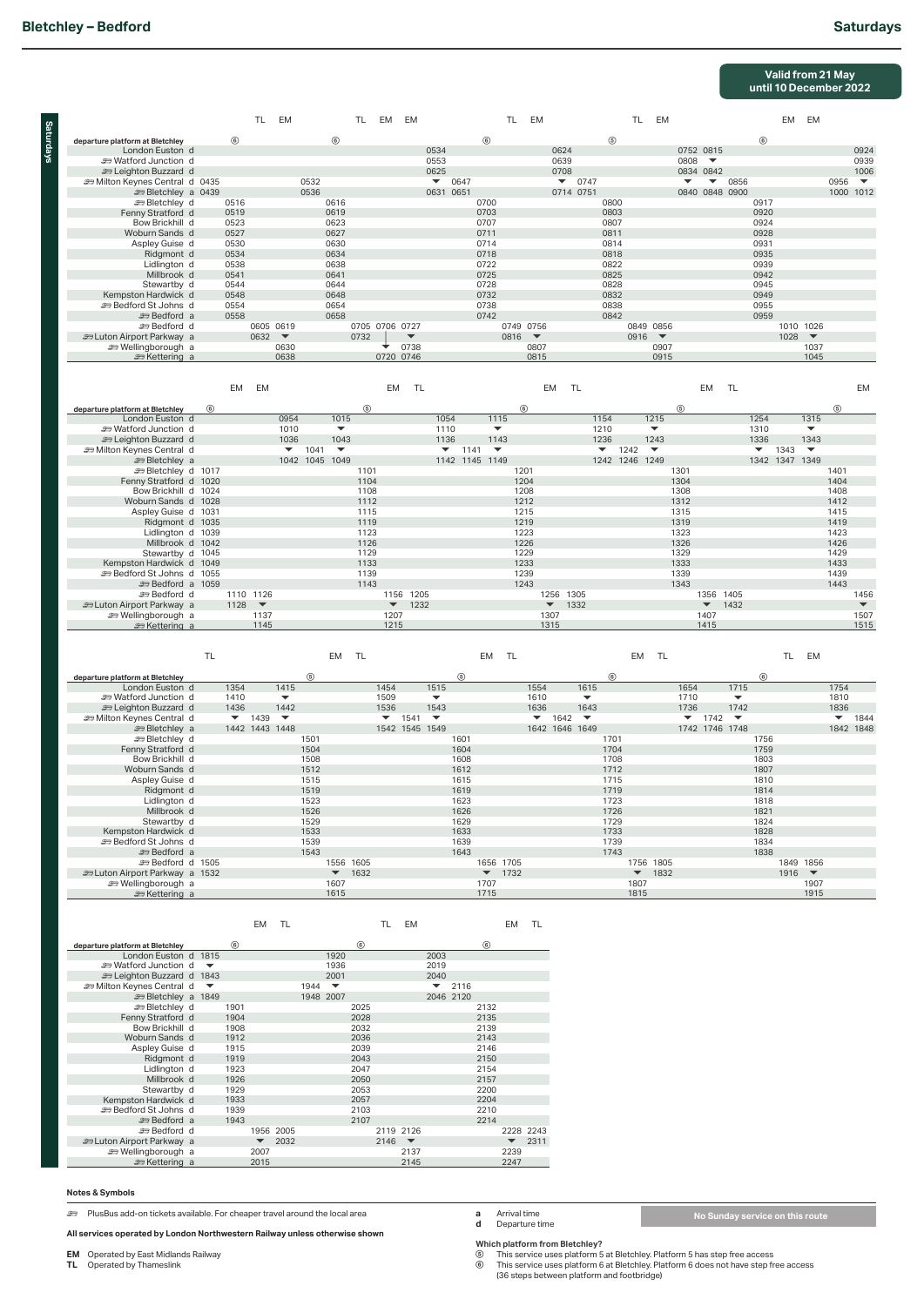# Bletchley – Bedford

## Saturdays

**Valid from 21 May until 10 December 2022**

| | | | TL | EM | | | TL | EM | EM | | | | TL | EM | | | | TL | EM | | | | | EM | EM | | |
|---|---|---|---|---|---|---|---|---|---|---|---|---|---|---|---|---|---|---|---|---|---|---|---|---|---|---|---|
| departure platform at Bletchley | | ⑥ | | | | ⑥ | | | | | | ⑥ | | | | | ⑤ | | | | | | ⑥ | | | | |
| London Euston d | | | | | | | | | | 0534 | | | | | 0624 | | | | | 0752 | 0815 | | | | | | 0924 |
| Watford Junction d | | | | | | | | | | 0553 | | | | | 0639 | | | | | 0808 | ▼ | | | | | | 0939 |
| Leighton Buzzard d | | | | | | | | | | 0625 | | | | | 0708 | | | | | 0834 | 0842 | | | | | | 1006 |
| Milton Keynes Central d | 0435 | | | | 0532 | | | | | ▼ | 0647 | | | | ▼ | 0747 | | | | ▼ | ▼ | 0856 | | | | 0956 | ▼ |
| Bletchley a | 0439 | | | | 0536 | | | | | 0631 | 0651 | | | | 0714 | 0751 | | | | 0840 | 0848 | 0900 | | | | 1000 | 1012 |
| Bletchley d | | 0516 | | | | 0616 | | | | | | 0700 | | | | | 0800 | | | | | | 0917 | | | | |
| Fenny Stratford d | | 0519 | | | | 0619 | | | | | | 0703 | | | | | 0803 | | | | | | 0920 | | | | |
| Bow Brickhill d | | 0523 | | | | 0623 | | | | | | 0707 | | | | | 0807 | | | | | | 0924 | | | | |
| Woburn Sands d | | 0527 | | | | 0627 | | | | | | 0711 | | | | | 0811 | | | | | | 0928 | | | | |
| Aspley Guise d | | 0530 | | | | 0630 | | | | | | 0714 | | | | | 0814 | | | | | | 0931 | | | | |
| Ridgmont d | | 0534 | | | | 0634 | | | | | | 0718 | | | | | 0818 | | | | | | 0935 | | | | |
| Lidlington d | | 0538 | | | | 0638 | | | | | | 0722 | | | | | 0822 | | | | | | 0939 | | | | |
| Millbrook d | | 0541 | | | | 0641 | | | | | | 0725 | | | | | 0825 | | | | | | 0942 | | | | |
| Stewartby d | | 0544 | | | | 0644 | | | | | | 0728 | | | | | 0828 | | | | | | 0945 | | | | |
| Kempston Hardwick d | | 0548 | | | | 0648 | | | | | | 0732 | | | | | 0832 | | | | | | 0949 | | | | |
| Bedford St Johns d | | 0554 | | | | 0654 | | | | | | 0738 | | | | | 0838 | | | | | | 0955 | | | | |
| Bedford a | | 0558 | | | | 0658 | | | | | | 0742 | | | | | 0842 | | | | | | 0959 | | | | |
| Bedford d | | | 0605 | 0619 | | | 0705 | 0706 | 0727 | | | | 0749 | 0756 | | | | 0849 | 0856 | | | | | 1010 | 1026 | | |
| Luton Airport Parkway a | | | 0632 | ▼ | | | 0732 | | ▼ | | | | 0816 | ▼ | | | | 0916 | ▼ | | | | | 1028 | ▼ | | |
| Wellingborough a | | | | 0630 | | | | ▼ | 0738 | | | | | 0807 | | | | | 0907 | | | | | | 1037 | | |
| Kettering a | | | | 0638 | | | | 0720 | 0746 | | | | | 0815 | | | | | 0915 | | | | | | 1045 | | |

| | | EM | EM | | | | | EM | TL | | | | | EM | TL | | | | | EM | TL | | | | | EM |
|---|---|---|---|---|---|---|---|---|---|---|---|---|---|---|---|---|---|---|---|---|---|---|---|---|---|---|
| departure platform at Bletchley | ⑥ | | | | | | ⑤ | | | | | | ⑥ | | | | | | ⑥ | | | | | | ⑥ | |
| London Euston d | | | | 0954 | | 1015 | | | | 1054 | | 1115 | | | | 1154 | | 1215 | | | | 1254 | | 1315 | | |
| Watford Junction d | | | | 1010 | | ▼ | | | | 1110 | | ▼ | | | | 1210 | | ▼ | | | | 1310 | | ▼ | | |
| Leighton Buzzard d | | | | 1036 | | 1043 | | | | 1136 | | 1143 | | | | 1236 | | 1243 | | | | 1336 | | 1343 | | |
| Milton Keynes Central d | | | | ▼ | 1041 | ▼ | | | | ▼ | 1141 | ▼ | | | | ▼ | 1242 | ▼ | | | | ▼ | 1343 | ▼ | | |
| Bletchley a | | | | 1042 | 1045 | 1049 | | | | 1142 | 1145 | 1149 | | | | 1242 | 1246 | 1249 | | | | 1342 | 1347 | 1349 | | |
| Bletchley d | 1017 | | | | | | 1101 | | | | | | 1201 | | | | | | 1301 | | | | | | 1401 | |
| Fenny Stratford d | 1020 | | | | | | 1104 | | | | | | 1204 | | | | | | 1304 | | | | | | 1404 | |
| Bow Brickhill d | 1024 | | | | | | 1108 | | | | | | 1208 | | | | | | 1308 | | | | | | 1408 | |
| Woburn Sands d | 1028 | | | | | | 1112 | | | | | | 1212 | | | | | | 1312 | | | | | | 1412 | |
| Aspley Guise d | 1031 | | | | | | 1115 | | | | | | 1215 | | | | | | 1315 | | | | | | 1415 | |
| Ridgmont d | 1035 | | | | | | 1119 | | | | | | 1219 | | | | | | 1319 | | | | | | 1419 | |
| Lidlington d | 1039 | | | | | | 1123 | | | | | | 1223 | | | | | | 1323 | | | | | | 1423 | |
| Millbrook d | 1042 | | | | | | 1126 | | | | | | 1226 | | | | | | 1326 | | | | | | 1426 | |
| Stewartby d | 1045 | | | | | | 1129 | | | | | | 1229 | | | | | | 1329 | | | | | | 1429 | |
| Kempston Hardwick d | 1049 | | | | | | 1133 | | | | | | 1233 | | | | | | 1333 | | | | | | 1433 | |
| Bedford St Johns d | 1055 | | | | | | 1139 | | | | | | 1239 | | | | | | 1339 | | | | | | 1439 | |
| Bedford a | 1059 | | | | | | 1143 | | | | | | 1243 | | | | | | 1343 | | | | | | 1443 | |
| Bedford d | | 1110 | 1126 | | | | | 1156 | 1205 | | | | | 1256 | 1305 | | | | | 1356 | 1405 | | | | | 1456 |
| Luton Airport Parkway a | | 1128 | ▼ | | | | | ▼ | 1232 | | | | | ▼ | 1332 | | | | | ▼ | 1432 | | | | | ▼ |
| Wellingborough a | | | 1137 | | | | | 1207 | | | | | | 1307 | | | | | | 1407 | | | | | | 1507 |
| Kettering a | | | 1145 | | | | | 1215 | | | | | | 1315 | | | | | | 1415 | | | | | | 1515 |

| | TL | | | | | EM | TL | | | | | EM | TL | | | | | EM | TL | | | | | TL | EM | | |
|---|---|---|---|---|---|---|---|---|---|---|---|---|---|---|---|---|---|---|---|---|---|---|---|---|---|---|---|
| departure platform at Bletchley | | | | | ⑤ | | | | | | ⑤ | | | | | | ⑥ | | | | | | ⑥ | | | | |
| London Euston d | | 1354 | | 1415 | | | | 1454 | | 1515 | | | | 1554 | | 1615 | | | | 1654 | | 1715 | | | | 1754 | |
| Watford Junction d | | 1410 | | ▼ | | | | 1509 | | ▼ | | | | 1610 | | ▼ | | | | 1710 | | ▼ | | | | 1810 | |
| Leighton Buzzard d | | 1436 | | 1442 | | | | 1536 | | 1543 | | | | 1636 | | 1643 | | | | 1736 | | 1742 | | | | 1836 | |
| Milton Keynes Central d | | ▼ | 1439 | ▼ | | | | ▼ | 1541 | ▼ | | | | ▼ | 1642 | ▼ | | | | ▼ | 1742 | ▼ | | | | ▼ | 1844 |
| Bletchley a | | 1442 | 1443 | 1448 | | | | 1542 | 1545 | 1549 | | | | 1642 | 1646 | 1649 | | | | 1742 | 1746 | 1748 | | | | 1842 | 1848 |
| Bletchley d | | | | | 1501 | | | | | | 1601 | | | | | | 1701 | | | | | | 1756 | | | | |
| Fenny Stratford d | | | | | 1504 | | | | | | 1604 | | | | | | 1704 | | | | | | 1759 | | | | |
| Bow Brickhill d | | | | | 1508 | | | | | | 1608 | | | | | | 1708 | | | | | | 1803 | | | | |
| Woburn Sands d | | | | | 1512 | | | | | | 1612 | | | | | | 1712 | | | | | | 1807 | | | | |
| Aspley Guise d | | | | | 1515 | | | | | | 1615 | | | | | | 1715 | | | | | | 1810 | | | | |
| Ridgmont d | | | | | 1519 | | | | | | 1619 | | | | | | 1719 | | | | | | 1814 | | | | |
| Lidlington d | | | | | 1523 | | | | | | 1623 | | | | | | 1723 | | | | | | 1818 | | | | |
| Millbrook d | | | | | 1526 | | | | | | 1626 | | | | | | 1726 | | | | | | 1821 | | | | |
| Stewartby d | | | | | 1529 | | | | | | 1629 | | | | | | 1729 | | | | | | 1824 | | | | |
| Kempston Hardwick d | | | | | 1533 | | | | | | 1633 | | | | | | 1733 | | | | | | 1828 | | | | |
| Bedford St Johns d | | | | | 1539 | | | | | | 1639 | | | | | | 1739 | | | | | | 1834 | | | | |
| Bedford a | | | | | 1543 | | | | | | 1643 | | | | | | 1743 | | | | | | 1838 | | | | |
| Bedford d | 1505 | | | | | 1556 | 1605 | | | | | 1656 | 1705 | | | | | 1756 | 1805 | | | | | 1849 | 1856 | | |
| Luton Airport Parkway a | 1532 | | | | | ▼ | 1632 | | | | | ▼ | 1732 | | | | | ▼ | 1832 | | | | | 1916 | ▼ | | |
| Wellingborough a | | | | | | 1607 | | | | | | 1707 | | | | | | 1807 | | | | | | | 1907 | | |
| Kettering a | | | | | | 1615 | | | | | | 1715 | | | | | | 1815 | | | | | | | 1915 | | |

| | | | EM | TL | | | | TL | EM | | | | EM | TL |
|---|---|---|---|---|---|---|---|---|---|---|---|---|---|---|
| departure platform at Bletchley | | ⑥ | | | | | ⑥ | | | | | ⑥ | | |
| London Euston d | 1815 | | | | | 1920 | | | | 2003 | | | | |
| Watford Junction d | ▼ | | | | | 1936 | | | | 2019 | | | | |
| Leighton Buzzard d | 1843 | | | | | 2001 | | | | 2040 | | | | |
| Milton Keynes Central d | ▼ | | | | 1944 | ▼ | | | | ▼ | 2116 | | | |
| Bletchley a | 1849 | | | | 1948 | 2007 | | | | 2046 | 2120 | | | |
| Bletchley d | | 1901 | | | | | 2025 | | | | | 2132 | | |
| Fenny Stratford d | | 1904 | | | | | 2028 | | | | | 2135 | | |
| Bow Brickhill d | | 1908 | | | | | 2032 | | | | | 2139 | | |
| Woburn Sands d | | 1912 | | | | | 2036 | | | | | 2143 | | |
| Aspley Guise d | | 1915 | | | | | 2039 | | | | | 2146 | | |
| Ridgmont d | | 1919 | | | | | 2043 | | | | | 2150 | | |
| Lidlington d | | 1923 | | | | | 2047 | | | | | 2154 | | |
| Millbrook d | | 1926 | | | | | 2050 | | | | | 2157 | | |
| Stewartby d | | 1929 | | | | | 2053 | | | | | 2200 | | |
| Kempston Hardwick d | | 1933 | | | | | 2057 | | | | | 2204 | | |
| Bedford St Johns d | | 1939 | | | | | 2103 | | | | | 2210 | | |
| Bedford a | | 1943 | | | | | 2107 | | | | | 2214 | | |
| Bedford d | | | 1956 | 2005 | | | | 2119 | 2126 | | | | 2228 | 2243 |
| Luton Airport Parkway a | | | ▼ | 2032 | | | | 2146 | ▼ | | | | ▼ | 2311 |
| Wellingborough a | | | 2007 | | | | | | 2137 | | | | 2239 | |
| Kettering a | | | 2015 | | | | | | 2145 | | | | 2247 | |

### Notes & Symbols

PlusBus add-on tickets available. For cheaper travel around the local area

**All services operated by London Northwestern Railway unless otherwise shown**

**EM** Operated by East Midlands Railway
**TL** Operated by Thameslink

**a** Arrival time
**d** Departure time

**No Sunday service on this route**

**Which platform from Bletchley?**
⑤ This service uses platform 5 at Bletchley. Platform 5 has step free access
⑥ This service uses platform 6 at Bletchley. Platform 6 does not have step free access (36 steps between platform and footbridge)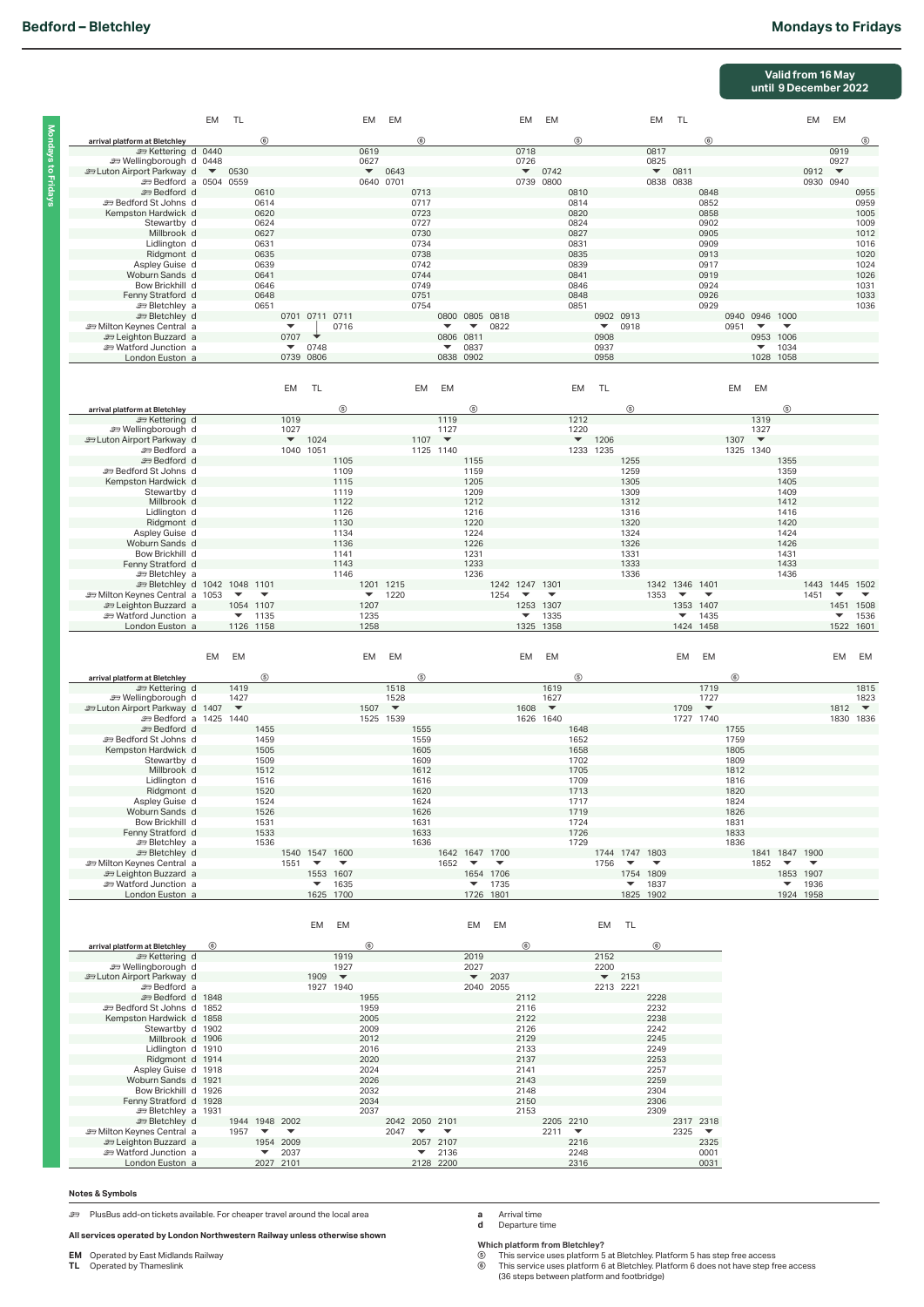# Bedford – Bletchley

## Mondays to Fridays

**Valid from 16 May until 9 December 2022**

| | EM | TL | | | | | EM | EM | | | | | EM | EM | | | | EM | TL | | | | | EM | EM | |
|---|---|---|---|---|---|---|---|---|---|---|---|---|---|---|---|---|---|---|---|---|---|---|---|---|---|---|
| arrival platform at Bletchley | | | ⑥ | | | | | | ⑥ | | | | | | ⑤ | | | | | ⑥ | | | | | | ⑤ |
| Kettering d | 0440 | | | | | | 0619 | | | | | | 0718 | | | | | 0817 | | | | | | | 0919 | |
| Wellingborough d | 0448 | | | | | | 0627 | | | | | | 0726 | | | | | 0825 | | | | | | | 0927 | |
| Luton Airport Parkway d | ▼ | 0530 | | | | | ▼ | 0643 | | | | | ▼ | 0742 | | | | ▼ | 0811 | | | | | 0912 | ▼ | |
| Bedford a | 0504 | 0559 | | | | | 0640 | 0701 | | | | | 0739 | 0800 | | | | 0838 | 0838 | | | | | 0930 | 0940 | |
| Bedford d | | | 0610 | | | | | | 0713 | | | | | | 0810 | | | | | 0848 | | | | | | 0955 |
| Bedford St Johns d | | | 0614 | | | | | | 0717 | | | | | | 0814 | | | | | 0852 | | | | | | 0959 |
| Kempston Hardwick d | | | 0620 | | | | | | 0723 | | | | | | 0820 | | | | | 0858 | | | | | | 1005 |
| Stewartby d | | | 0624 | | | | | | 0727 | | | | | | 0824 | | | | | 0902 | | | | | | 1009 |
| Millbrook d | | | 0627 | | | | | | 0730 | | | | | | 0827 | | | | | 0905 | | | | | | 1012 |
| Lidlington d | | | 0631 | | | | | | 0734 | | | | | | 0831 | | | | | 0909 | | | | | | 1016 |
| Ridgmont d | | | 0635 | | | | | | 0738 | | | | | | 0835 | | | | | 0913 | | | | | | 1020 |
| Aspley Guise d | | | 0639 | | | | | | 0742 | | | | | | 0839 | | | | | 0917 | | | | | | 1024 |
| Woburn Sands d | | | 0641 | | | | | | 0744 | | | | | | 0841 | | | | | 0919 | | | | | | 1026 |
| Bow Brickhill d | | | 0646 | | | | | | 0749 | | | | | | 0846 | | | | | 0924 | | | | | | 1031 |
| Fenny Stratford d | | | 0648 | | | | | | 0751 | | | | | | 0848 | | | | | 0926 | | | | | | 1033 |
| Bletchley a | | | 0651 | | | | | | 0754 | | | | | | 0851 | | | | | 0929 | | | | | | 1036 |
| Bletchley d | | | | 0701 | 0711 | 0711 | | | | 0800 | 0805 | 0818 | | | | 0902 | 0913 | | | | 0940 | 0946 | 1000 | | | |
| Milton Keynes Central a | | | | ▼ | \| | 0716 | | | | ▼ | ▼ | 0822 | | | | ▼ | 0918 | | | | 0951 | ▼ | ▼ | | | |
| Leighton Buzzard a | | | | 0707 | ▼ | | | | | 0806 | 0811 | | | | | 0908 | | | | | | 0953 | 1006 | | | |
| Watford Junction a | | | | ▼ | 0748 | | | | | ▼ | 0837 | | | | | 0937 | | | | | | ▼ | 1034 | | | |
| London Euston a | | | | 0739 | 0806 | | | | | 0838 | 0902 | | | | | 0958 | | | | | | 1028 | 1058 | | | |

| | | | | EM | TL | | | | EM | EM | | | | | EM | TL | | | | | EM | EM | | | | |
|---|---|---|---|---|---|---|---|---|---|---|---|---|---|---|---|---|---|---|---|---|---|---|---|---|---|---|
| arrival platform at Bletchley | | | | | | ⑤ | | | | | ⑤ | | | | | | ⑤ | | | | | | ⑤ | | | |
| Kettering d | | | | 1019 | | | | | | 1119 | | | | | 1212 | | | | | | | 1319 | | | | |
| Wellingborough d | | | | 1027 | | | | | | 1127 | | | | | 1220 | | | | | | | 1327 | | | | |
| Luton Airport Parkway d | | | | ▼ | 1024 | | | | 1107 | ▼ | | | | | ▼ | 1206 | | | | | 1307 | ▼ | | | | |
| Bedford a | | | | 1040 | 1051 | | | | 1125 | 1140 | | | | | 1233 | 1235 | | | | | 1325 | 1340 | | | | |
| Bedford d | | | | | | 1105 | | | | | 1155 | | | | | | 1255 | | | | | | 1355 | | | |
| Bedford St Johns d | | | | | | 1109 | | | | | 1159 | | | | | | 1259 | | | | | | 1359 | | | |
| Kempston Hardwick d | | | | | | 1115 | | | | | 1205 | | | | | | 1305 | | | | | | 1405 | | | |
| Stewartby d | | | | | | 1119 | | | | | 1209 | | | | | | 1309 | | | | | | 1409 | | | |
| Millbrook d | | | | | | 1122 | | | | | 1212 | | | | | | 1312 | | | | | | 1412 | | | |
| Lidlington d | | | | | | 1126 | | | | | 1216 | | | | | | 1316 | | | | | | 1416 | | | |
| Ridgmont d | | | | | | 1130 | | | | | 1220 | | | | | | 1320 | | | | | | 1420 | | | |
| Aspley Guise d | | | | | | 1134 | | | | | 1224 | | | | | | 1324 | | | | | | 1424 | | | |
| Woburn Sands d | | | | | | 1136 | | | | | 1226 | | | | | | 1326 | | | | | | 1426 | | | |
| Bow Brickhill d | | | | | | 1141 | | | | | 1231 | | | | | | 1331 | | | | | | 1431 | | | |
| Fenny Stratford d | | | | | | 1143 | | | | | 1233 | | | | | | 1333 | | | | | | 1433 | | | |
| Bletchley a | | | | | | 1146 | | | | | 1236 | | | | | | 1336 | | | | | | 1436 | | | |
| Bletchley d | 1042 | 1048 | 1101 | | | | 1201 | 1215 | | | | 1242 | 1247 | 1301 | | | | 1342 | 1346 | 1401 | | | | 1443 | 1445 | 1502 |
| Milton Keynes Central a | 1053 | ▼ | ▼ | | | | ▼ | 1220 | | | | 1254 | ▼ | ▼ | | | | 1353 | ▼ | ▼ | | | | 1451 | ▼ | ▼ |
| Leighton Buzzard a | | 1054 | 1107 | | | | 1207 | | | | | | 1253 | 1307 | | | | | 1353 | 1407 | | | | | 1451 | 1508 |
| Watford Junction a | | ▼ | 1135 | | | | 1235 | | | | | | ▼ | 1335 | | | | | ▼ | 1435 | | | | | ▼ | 1536 |
| London Euston a | | 1126 | 1158 | | | | 1258 | | | | | | 1325 | 1358 | | | | | 1424 | 1458 | | | | | 1522 | 1601 |

| | EM | EM | | | | | EM | EM | | | | | EM | EM | | | | | EM | EM | | | | | EM | EM |
|---|---|---|---|---|---|---|---|---|---|---|---|---|---|---|---|---|---|---|---|---|---|---|---|---|---|---|
| arrival platform at Bletchley | | | ⑤ | | | | | | ⑤ | | | | | | ⑤ | | | | | | ⑥ | | | | | |
| Kettering d | | 1419 | | | | | | 1518 | | | | | | 1619 | | | | | | 1719 | | | | | | 1815 |
| Wellingborough d | | 1427 | | | | | | 1528 | | | | | | 1627 | | | | | | 1727 | | | | | | 1823 |
| Luton Airport Parkway d | 1407 | ▼ | | | | | 1507 | ▼ | | | | | 1608 | ▼ | | | | | 1709 | ▼ | | | | | 1812 | ▼ |
| Bedford a | 1425 | 1440 | | | | | 1525 | 1539 | | | | | 1626 | 1640 | | | | | 1727 | 1740 | | | | | 1830 | 1836 |
| Bedford d | | | 1455 | | | | | | 1555 | | | | | | 1648 | | | | | | 1755 | | | | | |
| Bedford St Johns d | | | 1459 | | | | | | 1559 | | | | | | 1652 | | | | | | 1759 | | | | | |
| Kempston Hardwick d | | | 1505 | | | | | | 1605 | | | | | | 1658 | | | | | | 1805 | | | | | |
| Stewartby d | | | 1509 | | | | | | 1609 | | | | | | 1702 | | | | | | 1809 | | | | | |
| Millbrook d | | | 1512 | | | | | | 1612 | | | | | | 1705 | | | | | | 1812 | | | | | |
| Lidlington d | | | 1516 | | | | | | 1616 | | | | | | 1709 | | | | | | 1816 | | | | | |
| Ridgmont d | | | 1520 | | | | | | 1620 | | | | | | 1713 | | | | | | 1820 | | | | | |
| Aspley Guise d | | | 1524 | | | | | | 1624 | | | | | | 1717 | | | | | | 1824 | | | | | |
| Woburn Sands d | | | 1526 | | | | | | 1626 | | | | | | 1719 | | | | | | 1826 | | | | | |
| Bow Brickhill d | | | 1531 | | | | | | 1631 | | | | | | 1724 | | | | | | 1831 | | | | | |
| Fenny Stratford d | | | 1533 | | | | | | 1633 | | | | | | 1726 | | | | | | 1833 | | | | | |
| Bletchley a | | | 1536 | | | | | | 1636 | | | | | | 1729 | | | | | | 1836 | | | | | |
| Bletchley d | | | | 1540 | 1547 | 1600 | | | | 1642 | 1647 | 1700 | | | | 1744 | 1747 | 1803 | | | | 1841 | 1847 | 1900 | | |
| Milton Keynes Central a | | | | 1551 | ▼ | ▼ | | | | 1652 | ▼ | ▼ | | | | 1756 | ▼ | ▼ | | | | 1852 | ▼ | ▼ | | |
| Leighton Buzzard a | | | | | 1553 | 1607 | | | | | 1654 | 1706 | | | | | 1754 | 1809 | | | | | 1853 | 1907 | | |
| Watford Junction a | | | | | ▼ | 1635 | | | | | ▼ | 1735 | | | | | ▼ | 1837 | | | | | ▼ | 1936 | | |
| London Euston a | | | | | 1625 | 1700 | | | | | 1726 | 1801 | | | | | 1825 | 1902 | | | | | 1924 | 1958 | | |

| | | | | | EM | EM | | | | | EM | EM | | | | EM | TL | | | |
|---|---|---|---|---|---|---|---|---|---|---|---|---|---|---|---|---|---|---|---|---|
| arrival platform at Bletchley | ⑥ | | | | | | ⑥ | | | | | | ⑥ | | | | | ⑥ | | |
| Kettering d | | | | | | 1919 | | | | | 2019 | | | | | 2152 | | | | |
| Wellingborough d | | | | | | 1927 | | | | | 2027 | | | | | 2200 | | | | |
| Luton Airport Parkway d | | | | | 1909 | ▼ | | | | | ▼ | 2037 | | | | ▼ | 2153 | | | |
| Bedford a | | | | | 1927 | 1940 | | | | | 2040 | 2055 | | | | 2213 | 2221 | | | |
| Bedford d | 1848 | | | | | | 1955 | | | | | | 2112 | | | | | 2228 | | |
| Bedford St Johns d | 1852 | | | | | | 1959 | | | | | | 2116 | | | | | 2232 | | |
| Kempston Hardwick d | 1858 | | | | | | 2005 | | | | | | 2122 | | | | | 2238 | | |
| Stewartby d | 1902 | | | | | | 2009 | | | | | | 2126 | | | | | 2242 | | |
| Millbrook d | 1906 | | | | | | 2012 | | | | | | 2129 | | | | | 2245 | | |
| Lidlington d | 1910 | | | | | | 2016 | | | | | | 2133 | | | | | 2249 | | |
| Ridgmont d | 1914 | | | | | | 2020 | | | | | | 2137 | | | | | 2253 | | |
| Aspley Guise d | 1918 | | | | | | 2024 | | | | | | 2141 | | | | | 2257 | | |
| Woburn Sands d | 1921 | | | | | | 2026 | | | | | | 2143 | | | | | 2259 | | |
| Bow Brickhill d | 1926 | | | | | | 2032 | | | | | | 2148 | | | | | 2304 | | |
| Fenny Stratford d | 1928 | | | | | | 2034 | | | | | | 2150 | | | | | 2306 | | |
| Bletchley a | 1931 | | | | | | 2037 | | | | | | 2153 | | | | | 2309 | | |
| Bletchley d | | 1944 | 1948 | 2002 | | | | 2042 | 2050 | 2101 | | | | 2205 | 2210 | | | | 2317 | 2318 |
| Milton Keynes Central a | | 1957 | ▼ | ▼ | | | | 2047 | ▼ | ▼ | | | | 2211 | ▼ | | | | 2325 | ▼ |
| Leighton Buzzard a | | | 1954 | 2009 | | | | | 2057 | 2107 | | | | | 2216 | | | | | 2325 |
| Watford Junction a | | | ▼ | 2037 | | | | | ▼ | 2136 | | | | | 2248 | | | | | 0001 |
| London Euston a | | | 2027 | 2101 | | | | | 2128 | 2200 | | | | | 2316 | | | | | 0031 |

### Notes & Symbols

PlusBus add-on tickets available. For cheaper travel around the local area

**All services operated by London Northwestern Railway unless otherwise shown**

**EM** Operated by East Midlands Railway
**TL** Operated by Thameslink

**a** Arrival time
**d** Departure time

**Which platform from Bletchley?**
⑤ This service uses platform 5 at Bletchley. Platform 5 has step free access
⑥ This service uses platform 6 at Bletchley. Platform 6 does not have step free access (36 steps between platform and footbridge)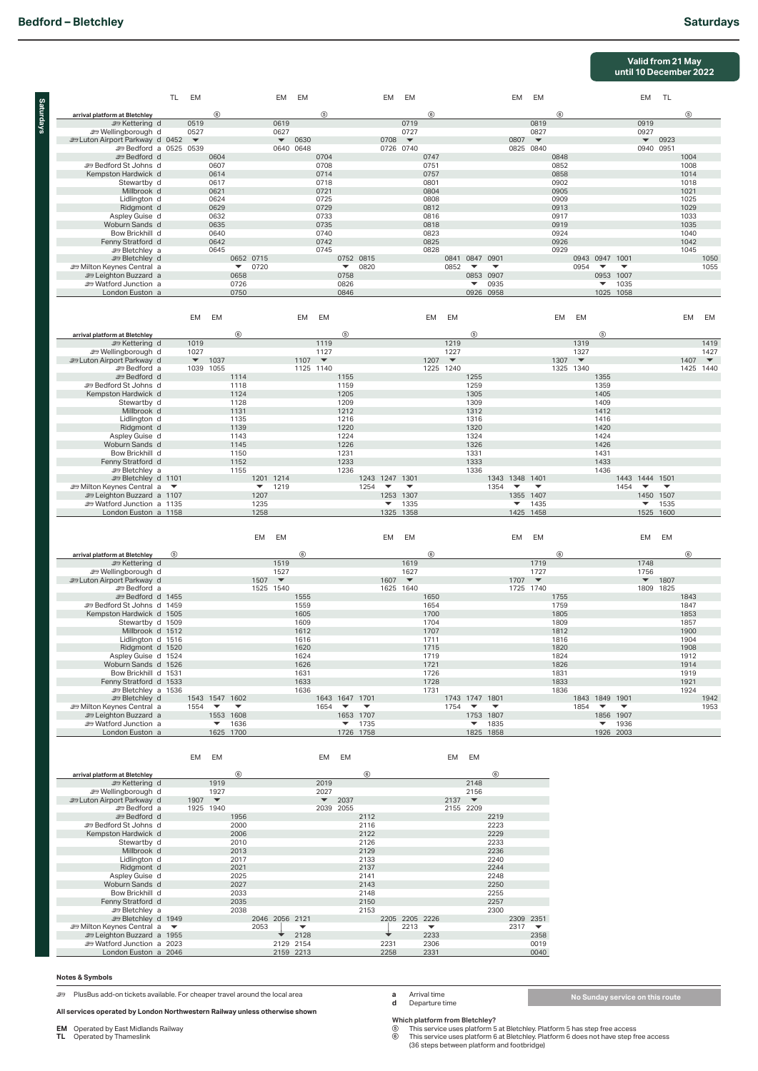# Bedford – Bletchley

## Saturdays

**Valid from 21 May until 10 December 2022**

| | TL | EM | | | | EM | EM | | | | EM | EM | | | | | EM | EM | | | | | EM | TL | | |
|---|---|---|---|---|---|---|---|---|---|---|---|---|---|---|---|---|---|---|---|---|---|---|---|---|---|---|
| arrival platform at Bletchley | | | ⑥ | | | | | ⑤ | | | | | ⑥ | | | | | | ⑥ | | | | | | ⑤ | |
| 🚌 Kettering d | | 0519 | | | | 0619 | | | | | | 0719 | | | | | | 0819 | | | | | 0919 | | | |
| 🚌 Wellingborough d | | 0527 | | | | 0627 | | | | | | 0727 | | | | | | 0827 | | | | | 0927 | | | |
| 🚌 Luton Airport Parkway d | 0452 | ▼ | | | | ▼ | 0630 | | | | 0708 | ▼ | | | | | 0807 | ▼ | | | | | ▼ | 0923 | | |
| 🚌 Bedford a | 0525 | 0539 | | | | 0640 | 0648 | | | | 0726 | 0740 | | | | | 0825 | 0840 | | | | | 0940 | 0951 | | |
| 🚌 Bedford d | | | 0604 | | | | | 0704 | | | | | 0747 | | | | | | 0848 | | | | | | 1004 | |
| 🚌 Bedford St Johns d | | | 0607 | | | | | 0708 | | | | | 0751 | | | | | | 0852 | | | | | | 1008 | |
| Kempston Hardwick d | | | 0614 | | | | | 0714 | | | | | 0757 | | | | | | 0858 | | | | | | 1014 | |
| Stewartby d | | | 0617 | | | | | 0718 | | | | | 0801 | | | | | | 0902 | | | | | | 1018 | |
| Millbrook d | | | 0621 | | | | | 0721 | | | | | 0804 | | | | | | 0905 | | | | | | 1021 | |
| Lidlington d | | | 0624 | | | | | 0725 | | | | | 0808 | | | | | | 0909 | | | | | | 1025 | |
| Ridgmont d | | | 0629 | | | | | 0729 | | | | | 0812 | | | | | | 0913 | | | | | | 1029 | |
| Aspley Guise d | | | 0632 | | | | | 0733 | | | | | 0816 | | | | | | 0917 | | | | | | 1033 | |
| Woburn Sands d | | | 0635 | | | | | 0735 | | | | | 0818 | | | | | | 0919 | | | | | | 1035 | |
| Bow Brickhill d | | | 0640 | | | | | 0740 | | | | | 0823 | | | | | | 0924 | | | | | | 1040 | |
| Fenny Stratford d | | | 0642 | | | | | 0742 | | | | | 0825 | | | | | | 0926 | | | | | | 1042 | |
| 🚌 Bletchley a | | | 0645 | | | | | 0745 | | | | | 0828 | | | | | | 0929 | | | | | | 1045 | |
| 🚌 Bletchley d | | | | 0652 | 0715 | | | | 0752 | 0815 | | | | 0841 | 0847 | 0901 | | | | 0943 | 0947 | 1001 | | | | 1050 |
| 🚌 Milton Keynes Central a | | | | ▼ | 0720 | | | | ▼ | 0820 | | | | 0852 | ▼ | ▼ | | | | 0954 | ▼ | ▼ | | | | 1055 |
| 🚌 Leighton Buzzard a | | | | 0658 | | | | | 0758 | | | | | | 0853 | 0907 | | | | | 0953 | 1007 | | | | |
| 🚌 Watford Junction a | | | | 0726 | | | | | 0826 | | | | | | ▼ | 0935 | | | | | ▼ | 1035 | | | | |
| London Euston a | | | | 0750 | | | | | 0846 | | | | | | 0926 | 0958 | | | | | 1025 | 1058 | | | | |

| | | EM | EM | | | | EM | EM | | | | | EM | EM | | | | | EM | EM | | | | | EM | EM |
|---|---|---|---|---|---|---|---|---|---|---|---|---|---|---|---|---|---|---|---|---|---|---|---|---|---|---|
| arrival platform at Bletchley | | | | ⑥ | | | | | ⑤ | | | | | | ⑥ | | | | | | ⑥ | | | | | |
| 🚌 Kettering d | | 1019 | | | | | | 1119 | | | | | | 1219 | | | | | | 1319 | | | | | | 1419 |
| 🚌 Wellingborough d | | 1027 | | | | | | 1127 | | | | | | 1227 | | | | | | 1327 | | | | | | 1427 |
| 🚌 Luton Airport Parkway d | | ▼ | 1037 | | | | 1107 | ▼ | | | | | 1207 | ▼ | | | | | 1307 | ▼ | | | | | 1407 | ▼ |
| 🚌 Bedford a | | 1039 | 1055 | | | | 1125 | 1140 | | | | | 1225 | 1240 | | | | | 1325 | 1340 | | | | | 1425 | 1440 |
| 🚌 Bedford d | | | | 1114 | | | | | 1155 | | | | | | 1255 | | | | | | 1355 | | | | | |
| 🚌 Bedford St Johns d | | | | 1118 | | | | | 1159 | | | | | | 1259 | | | | | | 1359 | | | | | |
| Kempston Hardwick d | | | | 1124 | | | | | 1205 | | | | | | 1305 | | | | | | 1405 | | | | | |
| Stewartby d | | | | 1128 | | | | | 1209 | | | | | | 1309 | | | | | | 1409 | | | | | |
| Millbrook d | | | | 1131 | | | | | 1212 | | | | | | 1312 | | | | | | 1412 | | | | | |
| Lidlington d | | | | 1135 | | | | | 1216 | | | | | | 1316 | | | | | | 1416 | | | | | |
| Ridgmont d | | | | 1139 | | | | | 1220 | | | | | | 1320 | | | | | | 1420 | | | | | |
| Aspley Guise d | | | | 1143 | | | | | 1224 | | | | | | 1324 | | | | | | 1424 | | | | | |
| Woburn Sands d | | | | 1145 | | | | | 1226 | | | | | | 1326 | | | | | | 1426 | | | | | |
| Bow Brickhill d | | | | 1150 | | | | | 1231 | | | | | | 1331 | | | | | | 1431 | | | | | |
| Fenny Stratford d | | | | 1152 | | | | | 1233 | | | | | | 1333 | | | | | | 1433 | | | | | |
| 🚌 Bletchley a | | | | 1155 | | | | | 1236 | | | | | | 1336 | | | | | | 1436 | | | | | |
| 🚌 Bletchley d | 1101 | | | | 1201 | 1214 | | | | 1243 | 1247 | 1301 | | | | 1343 | 1348 | 1401 | | | | 1443 | 1444 | 1501 | | |
| 🚌 Milton Keynes Central a | ▼ | | | | ▼ | 1219 | | | | 1254 | ▼ | ▼ | | | | 1354 | ▼ | ▼ | | | | 1454 | ▼ | ▼ | | |
| 🚌 Leighton Buzzard a | 1107 | | | | 1207 | | | | | | 1253 | 1307 | | | | | 1355 | 1407 | | | | | 1450 | 1507 | | |
| 🚌 Watford Junction a | 1135 | | | | 1235 | | | | | | ▼ | 1335 | | | | | ▼ | 1435 | | | | | ▼ | 1535 | | |
| London Euston a | 1158 | | | | 1258 | | | | | | 1325 | 1358 | | | | | 1425 | 1458 | | | | | 1525 | 1600 | | |

| | | | | | EM | EM | | | | | EM | EM | | | | | EM | EM | | | | | EM | EM | | |
|---|---|---|---|---|---|---|---|---|---|---|---|---|---|---|---|---|---|---|---|---|---|---|---|---|---|---|
| arrival platform at Bletchley | ⑤ | | | | | | ⑥ | | | | | | ⑥ | | | | | | ⑥ | | | | | | ⑥ | |
| 🚌 Kettering d | | | | | | 1519 | | | | | | 1619 | | | | | | 1719 | | | | | 1748 | | | |
| 🚌 Wellingborough d | | | | | | 1527 | | | | | | 1627 | | | | | | 1727 | | | | | 1756 | | | |
| 🚌 Luton Airport Parkway d | | | | | 1507 | ▼ | | | | | 1607 | ▼ | | | | | 1707 | ▼ | | | | | ▼ | 1807 | | |
| 🚌 Bedford a | | | | | 1525 | 1540 | | | | | 1625 | 1640 | | | | | 1725 | 1740 | | | | | 1809 | 1825 | | |
| 🚌 Bedford d | 1455 | | | | | | 1555 | | | | | | 1650 | | | | | | 1755 | | | | | | 1843 | |
| 🚌 Bedford St Johns d | 1459 | | | | | | 1559 | | | | | | 1654 | | | | | | 1759 | | | | | | 1847 | |
| Kempston Hardwick d | 1505 | | | | | | 1605 | | | | | | 1700 | | | | | | 1805 | | | | | | 1853 | |
| Stewartby d | 1509 | | | | | | 1609 | | | | | | 1704 | | | | | | 1809 | | | | | | 1857 | |
| Millbrook d | 1512 | | | | | | 1612 | | | | | | 1707 | | | | | | 1812 | | | | | | 1900 | |
| Lidlington d | 1516 | | | | | | 1616 | | | | | | 1711 | | | | | | 1816 | | | | | | 1904 | |
| Ridgmont d | 1520 | | | | | | 1620 | | | | | | 1715 | | | | | | 1820 | | | | | | 1908 | |
| Aspley Guise d | 1524 | | | | | | 1624 | | | | | | 1719 | | | | | | 1824 | | | | | | 1912 | |
| Woburn Sands d | 1526 | | | | | | 1626 | | | | | | 1721 | | | | | | 1826 | | | | | | 1914 | |
| Bow Brickhill d | 1531 | | | | | | 1631 | | | | | | 1726 | | | | | | 1831 | | | | | | 1919 | |
| Fenny Stratford d | 1533 | | | | | | 1633 | | | | | | 1728 | | | | | | 1833 | | | | | | 1921 | |
| 🚌 Bletchley a | 1536 | | | | | | 1636 | | | | | | 1731 | | | | | | 1836 | | | | | | 1924 | |
| 🚌 Bletchley d | | 1543 | 1547 | 1602 | | | | 1643 | 1647 | 1701 | | | | 1743 | 1747 | 1801 | | | | 1843 | 1849 | 1901 | | | | 1942 |
| 🚌 Milton Keynes Central a | | 1554 | ▼ | ▼ | | | | 1654 | ▼ | ▼ | | | | 1754 | ▼ | ▼ | | | | 1854 | ▼ | ▼ | | | | 1953 |
| 🚌 Leighton Buzzard a | | | 1553 | 1608 | | | | | 1653 | 1707 | | | | | 1753 | 1807 | | | | | 1856 | 1907 | | | | |
| 🚌 Watford Junction a | | | ▼ | 1636 | | | | | ▼ | 1735 | | | | | ▼ | 1835 | | | | | ▼ | 1936 | | | | |
| London Euston a | | | 1625 | 1700 | | | | | 1726 | 1758 | | | | | 1825 | 1858 | | | | | 1926 | 2003 | | | | |

| | | EM | EM | | | | | EM | EM | | | | | EM | EM | | | |
|---|---|---|---|---|---|---|---|---|---|---|---|---|---|---|---|---|---|---|
| arrival platform at Bletchley | | | | ⑥ | | | | | | ⑥ | | | | | | ⑥ | | |
| 🚌 Kettering d | | | 1919 | | | | | 2019 | | | | | | | 2148 | | | |
| 🚌 Wellingborough d | | | 1927 | | | | | 2027 | | | | | | | 2156 | | | |
| 🚌 Luton Airport Parkway d | | 1907 | ▼ | | | | | ▼ | 2037 | | | | | 2137 | ▼ | | | |
| 🚌 Bedford a | | 1925 | 1940 | | | | | 2039 | 2055 | | | | | 2155 | 2209 | | | |
| 🚌 Bedford d | | | | 1956 | | | | | | 2112 | | | | | | 2219 | | |
| 🚌 Bedford St Johns d | | | | 2000 | | | | | | 2116 | | | | | | 2223 | | |
| Kempston Hardwick d | | | | 2006 | | | | | | 2122 | | | | | | 2229 | | |
| Stewartby d | | | | 2010 | | | | | | 2126 | | | | | | 2233 | | |
| Millbrook d | | | | 2013 | | | | | | 2129 | | | | | | 2236 | | |
| Lidlington d | | | | 2017 | | | | | | 2133 | | | | | | 2240 | | |
| Ridgmont d | | | | 2021 | | | | | | 2137 | | | | | | 2244 | | |
| Aspley Guise d | | | | 2025 | | | | | | 2141 | | | | | | 2248 | | |
| Woburn Sands d | | | | 2027 | | | | | | 2143 | | | | | | 2250 | | |
| Bow Brickhill d | | | | 2033 | | | | | | 2148 | | | | | | 2255 | | |
| Fenny Stratford d | | | | 2035 | | | | | | 2150 | | | | | | 2257 | | |
| 🚌 Bletchley a | | | | 2038 | | | | | | 2153 | | | | | | 2300 | | |
| 🚌 Bletchley d | 1949 | | | | 2046 | 2056 | 2121 | | | | 2205 | 2205 | 2226 | | | | 2309 | 2351 |
| 🚌 Milton Keynes Central a | ▼ | | | | 2053 | \| | ▼ | | | | \| | 2213 | ▼ | | | | 2317 | ▼ |
| 🚌 Leighton Buzzard a | 1955 | | | | | ▼ | 2128 | | | | ▼ | | 2233 | | | | | 2358 |
| 🚌 Watford Junction a | 2023 | | | | | 2129 | 2154 | | | | 2231 | | 2306 | | | | | 0019 |
| London Euston a | 2046 | | | | | 2159 | 2213 | | | | 2258 | | 2331 | | | | | 0040 |

**Notes & Symbols**

🚌 PlusBus add-on tickets available. For cheaper travel around the local area

**All services operated by London Northwestern Railway unless otherwise shown**

**EM** Operated by East Midlands Railway
**TL** Operated by Thameslink

**a** Arrival time
**d** Departure time

**No Sunday service on this route**

**Which platform from Bletchley?**
⑤ This service uses platform 5 at Bletchley. Platform 5 has step free access
⑥ This service uses platform 6 at Bletchley. Platform 6 does not have step free access (36 steps between platform and footbridge)